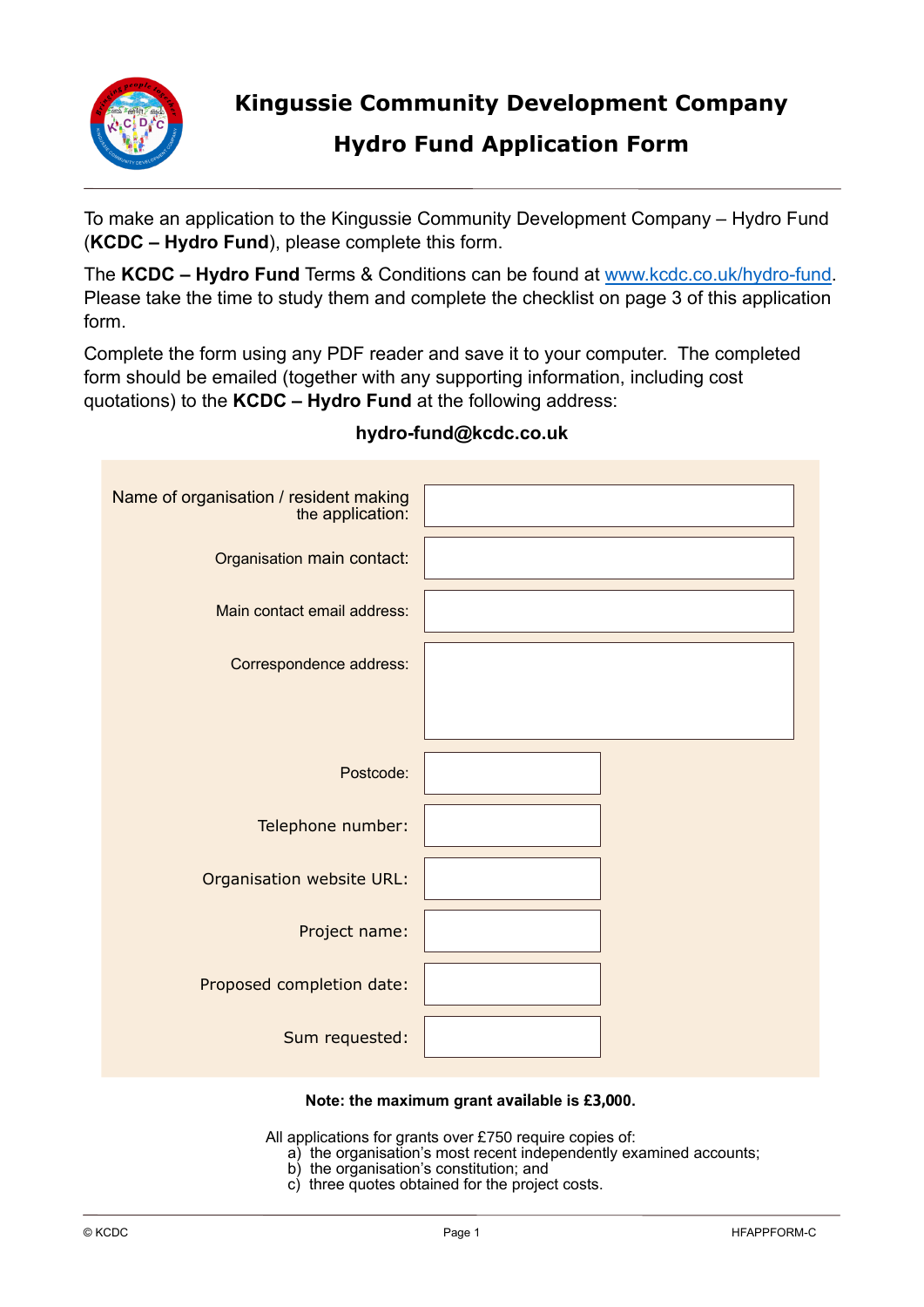# Kingussie Community Development Company

## Hydro Fund Application Form

To make an application to the Kingussie Community Development Company – Hydro Fund (**KCDC – Hydro Fund**), please complete this form.

The **KCDC – Hydro Fund** Terms & Conditions can be found at www.kcdc.co.uk/hydro-fund. Please take the time to study them and complete the checklist on page 3 of this application form.

Complete the form using any PDF reader and save it to your computer. The completed form should be emailed (together with any supporting information, including cost quotations) to the **KCDC – Hydro Fund** at the following address:

**hydro-fund@kcdc.co.uk**

| | |
|---|---|
| Name of organisation / resident making the application: | |
| Organisation main contact: | |
| Main contact email address: | |
| Correspondence address: | |
| Postcode: | |
| Telephone number: | |
| Organisation website URL: | |
| Project name: | |
| Proposed completion date: | |
| Sum requested: | |

**Note: the maximum grant available is £3,000.**

All applications for grants over £750 require copies of:

a) the organisation's most recent independently examined accounts;
b) the organisation's constitution; and
c) three quotes obtained for the project costs.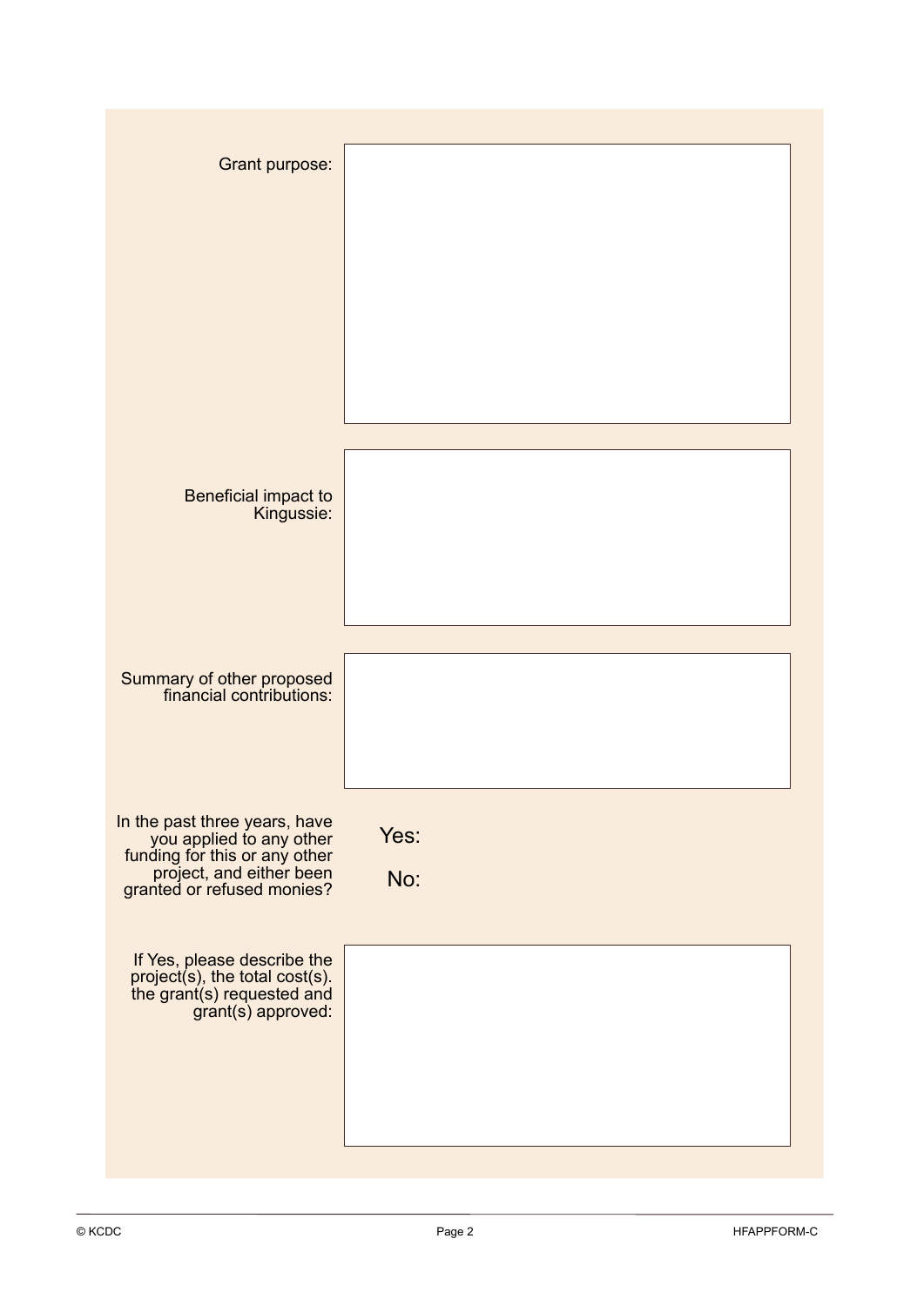Grant purpose:

Beneficial impact to Kingussie:

Summary of other proposed financial contributions:

In the past three years, have you applied to any other funding for this or any other project, and either been granted or refused monies?

Yes:

No:

If Yes, please describe the project(s), the total cost(s). the grant(s) requested and grant(s) approved: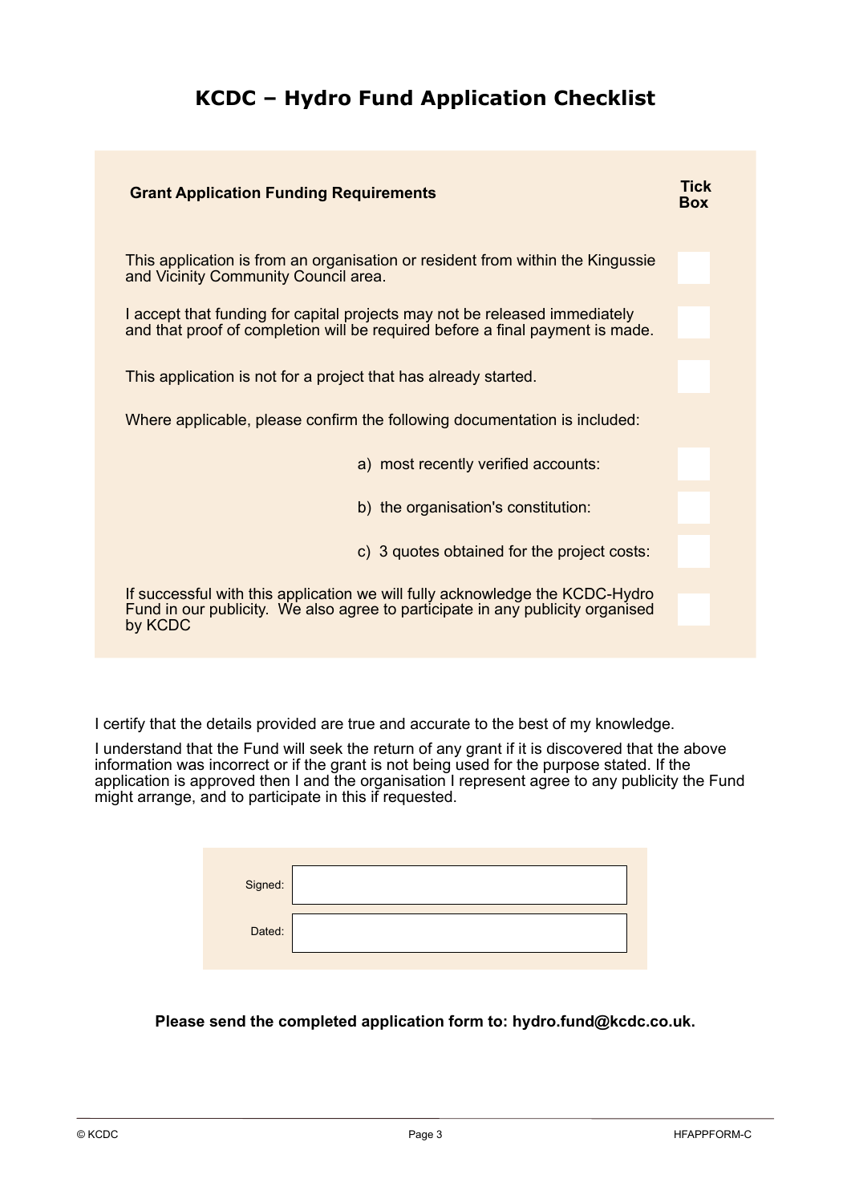# KCDC – Hydro Fund Application Checklist

| Grant Application Funding Requirements | Tick Box |
| --- | --- |
| This application is from an organisation or resident from within the Kingussie and Vicinity Community Council area. | |
| I accept that funding for capital projects may not be released immediately and that proof of completion will be required before a final payment is made. | |
| This application is not for a project that has already started. | |
| Where applicable, please confirm the following documentation is included: | |
| a) most recently verified accounts: | |
| b) the organisation's constitution: | |
| c) 3 quotes obtained for the project costs: | |
| If successful with this application we will fully acknowledge the KCDC-Hydro Fund in our publicity. We also agree to participate in any publicity organised by KCDC | |

I certify that the details provided are true and accurate to the best of my knowledge.

I understand that the Fund will seek the return of any grant if it is discovered that the above information was incorrect or if the grant is not being used for the purpose stated. If the application is approved then I and the organisation I represent agree to any publicity the Fund might arrange, and to participate in this if requested.

| | |
| --- | --- |
| Signed: | |
| Dated: | |

**Please send the completed application form to: hydro.fund@kcdc.co.uk.**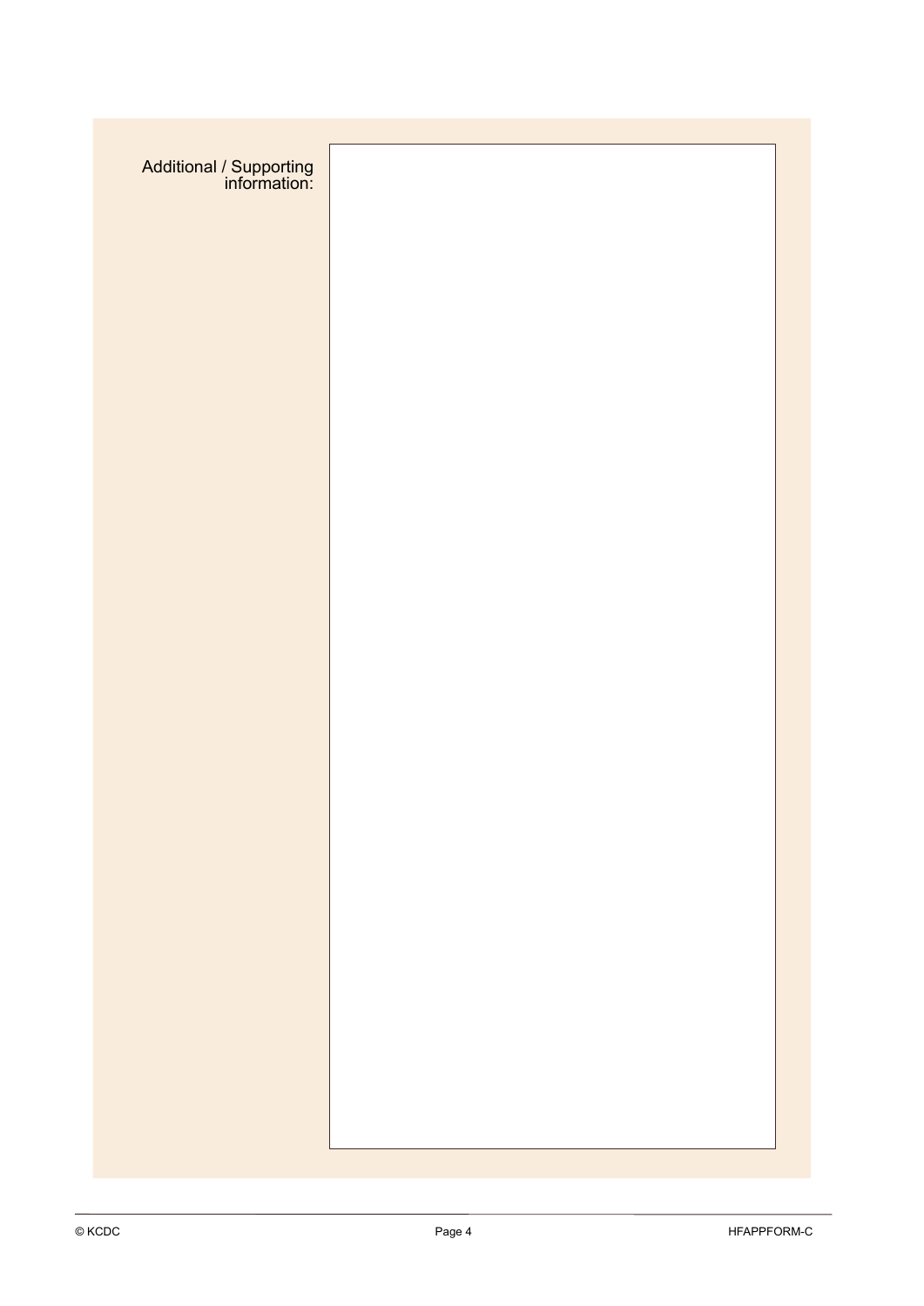Additional / Supporting information: